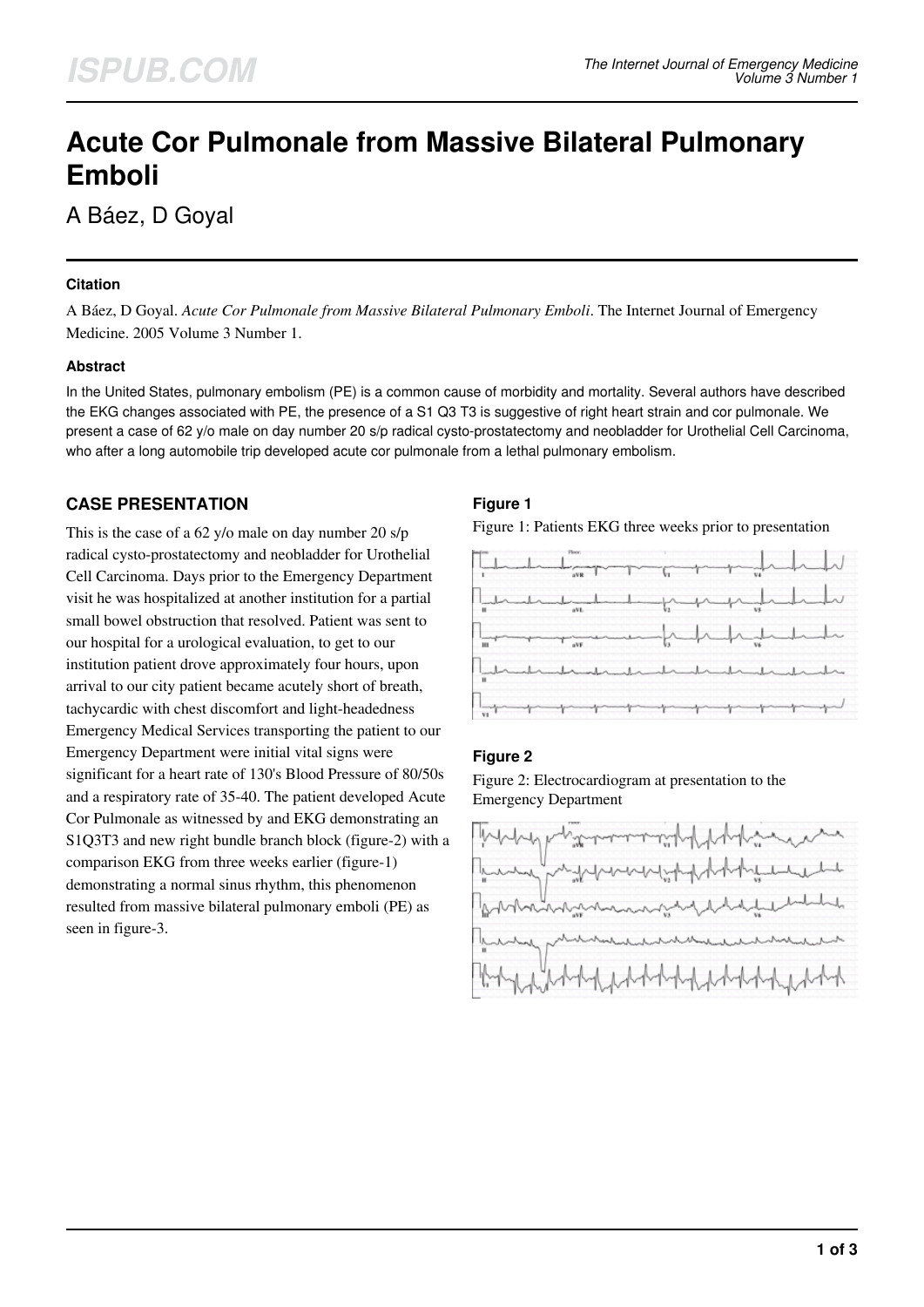# Acute Cor Pulmonale from Massive Bilateral Pulmonary Emboli

A Báez, D Goyal

### Citation

A Báez, D Goyal. *Acute Cor Pulmonale from Massive Bilateral Pulmonary Emboli*. The Internet Journal of Emergency Medicine. 2005 Volume 3 Number 1.

### Abstract

In the United States, pulmonary embolism (PE) is a common cause of morbidity and mortality. Several authors have described the EKG changes associated with PE, the presence of a S1 Q3 T3 is suggestive of right heart strain and cor pulmonale. We present a case of 62 y/o male on day number 20 s/p radical cysto-prostatectomy and neobladder for Urothelial Cell Carcinoma, who after a long automobile trip developed acute cor pulmonale from a lethal pulmonary embolism.

## CASE PRESENTATION

This is the case of a 62 y/o male on day number 20 s/p radical cysto-prostatectomy and neobladder for Urothelial Cell Carcinoma. Days prior to the Emergency Department visit he was hospitalized at another institution for a partial small bowel obstruction that resolved. Patient was sent to our hospital for a urological evaluation, to get to our institution patient drove approximately four hours, upon arrival to our city patient became acutely short of breath, tachycardic with chest discomfort and light-headedness Emergency Medical Services transporting the patient to our Emergency Department were initial vital signs were significant for a heart rate of 130's Blood Pressure of 80/50s and a respiratory rate of 35-40. The patient developed Acute Cor Pulmonale as witnessed by and EKG demonstrating an S1Q3T3 and new right bundle branch block (figure-2) with a comparison EKG from three weeks earlier (figure-1) demonstrating a normal sinus rhythm, this phenomenon resulted from massive bilateral pulmonary emboli (PE) as seen in figure-3.

#### Figure 1

Figure 1: Patients EKG three weeks prior to presentation

#### Figure 2

Figure 2: Electrocardiogram at presentation to the Emergency Department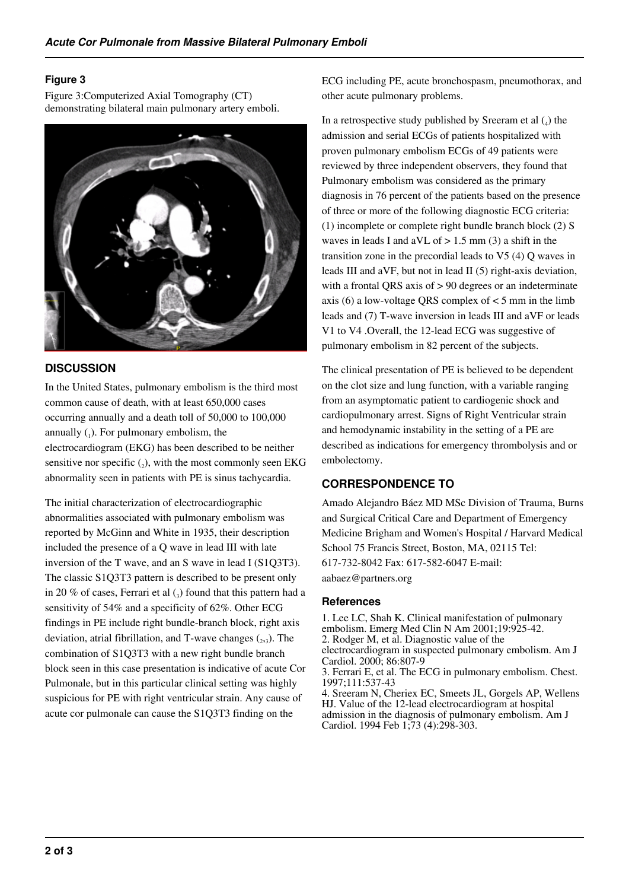### Figure 3

Figure 3:Computerized Axial Tomography (CT) demonstrating bilateral main pulmonary artery emboli.

## DISCUSSION

In the United States, pulmonary embolism is the third most common cause of death, with at least 650,000 cases occurring annually and a death toll of 50,000 to 100,000 annually (1). For pulmonary embolism, the electrocardiogram (EKG) has been described to be neither sensitive nor specific (2), with the most commonly seen EKG abnormality seen in patients with PE is sinus tachycardia.

The initial characterization of electrocardiographic abnormalities associated with pulmonary embolism was reported by McGinn and White in 1935, their description included the presence of a Q wave in lead III with late inversion of the T wave, and an S wave in lead I (S1Q3T3). The classic S1Q3T3 pattern is described to be present only in 20 % of cases, Ferrari et al (3) found that this pattern had a sensitivity of 54% and a specificity of 62%. Other ECG findings in PE include right bundle-branch block, right axis deviation, atrial fibrillation, and T-wave changes (2,3). The combination of S1Q3T3 with a new right bundle branch block seen in this case presentation is indicative of acute Cor Pulmonale, but in this particular clinical setting was highly suspicious for PE with right ventricular strain. Any cause of acute cor pulmonale can cause the S1Q3T3 finding on the ECG including PE, acute bronchospasm, pneumothorax, and other acute pulmonary problems.

In a retrospective study published by Sreeram et al (4) the admission and serial ECGs of patients hospitalized with proven pulmonary embolism ECGs of 49 patients were reviewed by three independent observers, they found that Pulmonary embolism was considered as the primary diagnosis in 76 percent of the patients based on the presence of three or more of the following diagnostic ECG criteria: (1) incomplete or complete right bundle branch block (2) S waves in leads I and aVL of > 1.5 mm (3) a shift in the transition zone in the precordial leads to V5 (4) Q waves in leads III and aVF, but not in lead II (5) right-axis deviation, with a frontal QRS axis of > 90 degrees or an indeterminate axis (6) a low-voltage QRS complex of < 5 mm in the limb leads and (7) T-wave inversion in leads III and aVF or leads V1 to V4 .Overall, the 12-lead ECG was suggestive of pulmonary embolism in 82 percent of the subjects.

The clinical presentation of PE is believed to be dependent on the clot size and lung function, with a variable ranging from an asymptomatic patient to cardiogenic shock and cardiopulmonary arrest. Signs of Right Ventricular strain and hemodynamic instability in the setting of a PE are described as indications for emergency thrombolysis and or embolectomy.

## CORRESPONDENCE TO

Amado Alejandro Báez MD MSc Division of Trauma, Burns and Surgical Critical Care and Department of Emergency Medicine Brigham and Women's Hospital / Harvard Medical School 75 Francis Street, Boston, MA, 02115 Tel: 617-732-8042 Fax: 617-582-6047 E-mail: aabaez@partners.org

### References

1. Lee LC, Shah K. Clinical manifestation of pulmonary embolism. Emerg Med Clin N Am 2001;19:925-42.
2. Rodger M, et al. Diagnostic value of the electrocardiogram in suspected pulmonary embolism. Am J Cardiol. 2000; 86:807-9
3. Ferrari E, et al. The ECG in pulmonary embolism. Chest. 1997;111:537-43
4. Sreeram N, Cheriex EC, Smeets JL, Gorgels AP, Wellens HJ. Value of the 12-lead electrocardiogram at hospital admission in the diagnosis of pulmonary embolism. Am J Cardiol. 1994 Feb 1;73 (4):298-303.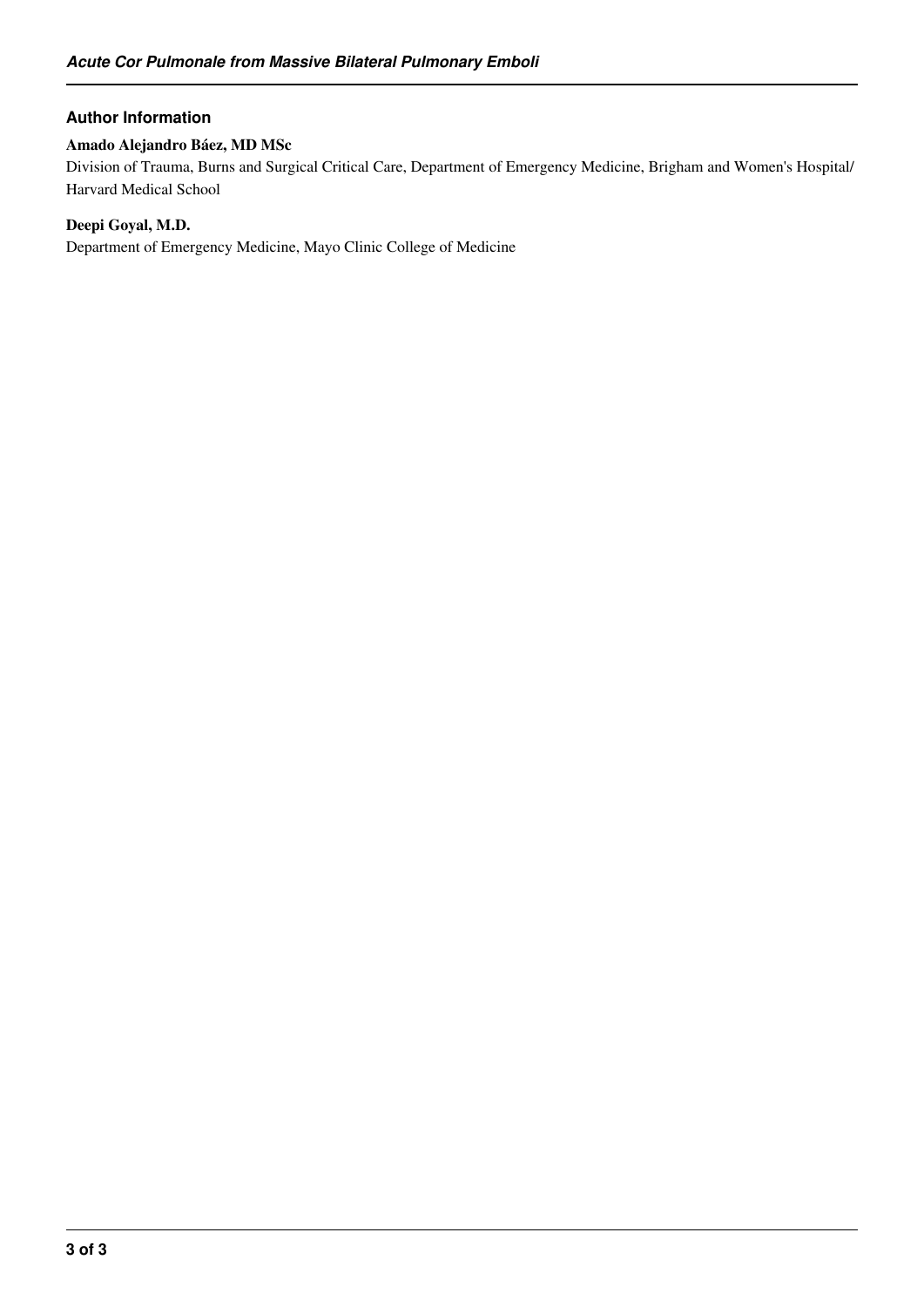## Author Information

**Amado Alejandro Báez, MD MSc**

Division of Trauma, Burns and Surgical Critical Care, Department of Emergency Medicine, Brigham and Women's Hospital/ Harvard Medical School

**Deepi Goyal, M.D.**

Department of Emergency Medicine, Mayo Clinic College of Medicine